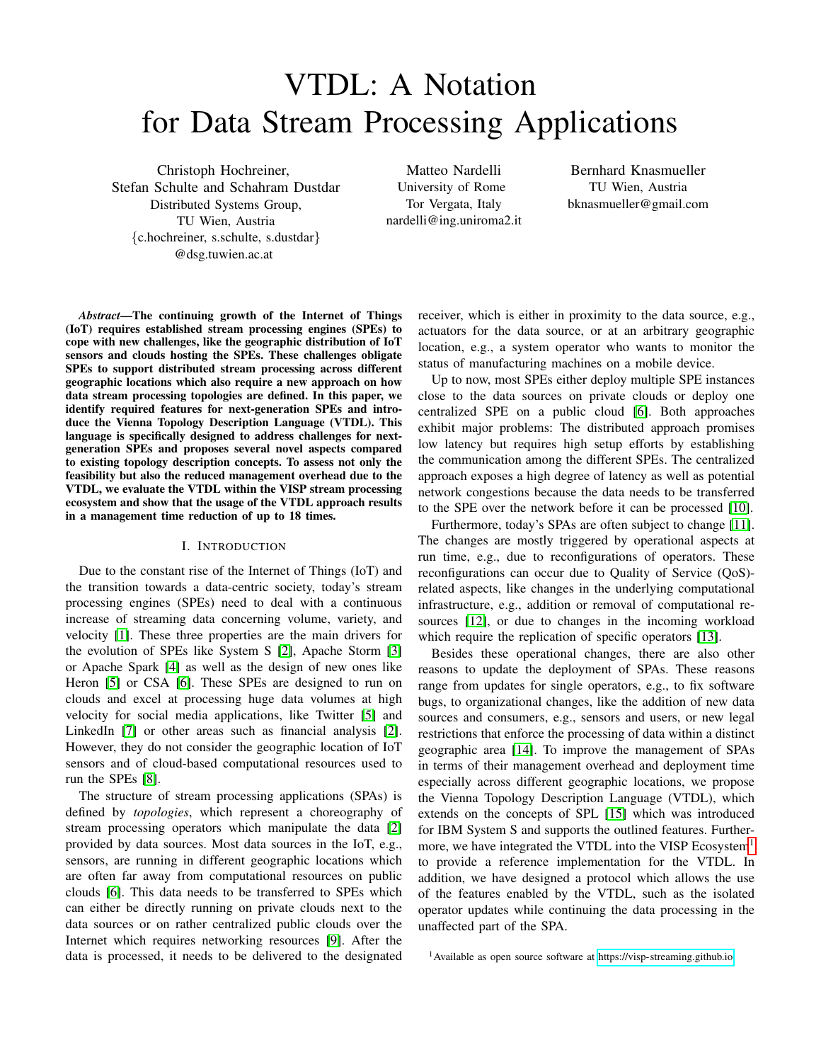# VTDL: A Notation for Data Stream Processing Applications

Christoph Hochreiner, Stefan Schulte and Schahram Dustdar
Distributed Systems Group,
TU Wien, Austria
{c.hochreiner, s.schulte, s.dustdar}@dsg.tuwien.ac.at

Matteo Nardelli
University of Rome
Tor Vergata, Italy
nardelli@ing.uniroma2.it

Bernhard Knasmueller
TU Wien, Austria
bknasmueller@gmail.com

***Abstract*—The continuing growth of the Internet of Things (IoT) requires established stream processing engines (SPEs) to cope with new challenges, like the geographic distribution of IoT sensors and clouds hosting the SPEs. These challenges obligate SPEs to support distributed stream processing across different geographic locations which also require a new approach on how data stream processing topologies are defined. In this paper, we identify required features for next-generation SPEs and introduce the Vienna Topology Description Language (VTDL). This language is specifically designed to address challenges for next-generation SPEs and proposes several novel aspects compared to existing topology description concepts. To assess not only the feasibility but also the reduced management overhead due to the VTDL, we evaluate the VTDL within the VISP stream processing ecosystem and show that the usage of the VTDL approach results in a management time reduction of up to 18 times.**

## I. Introduction

Due to the constant rise of the Internet of Things (IoT) and the transition towards a data-centric society, today's stream processing engines (SPEs) need to deal with a continuous increase of streaming data concerning volume, variety, and velocity [1]. These three properties are the main drivers for the evolution of SPEs like System S [2], Apache Storm [3] or Apache Spark [4] as well as the design of new ones like Heron [5] or CSA [6]. These SPEs are designed to run on clouds and excel at processing huge data volumes at high velocity for social media applications, like Twitter [5] and LinkedIn [7] or other areas such as financial analysis [2]. However, they do not consider the geographic location of IoT sensors and of cloud-based computational resources used to run the SPEs [8].

The structure of stream processing applications (SPAs) is defined by *topologies*, which represent a choreography of stream processing operators which manipulate the data [2] provided by data sources. Most data sources in the IoT, e.g., sensors, are running in different geographic locations which are often far away from computational resources on public clouds [6]. This data needs to be transferred to SPEs which can either be directly running on private clouds next to the data sources or on rather centralized public clouds over the Internet which requires networking resources [9]. After the data is processed, it needs to be delivered to the designated receiver, which is either in proximity to the data source, e.g., actuators for the data source, or at an arbitrary geographic location, e.g., a system operator who wants to monitor the status of manufacturing machines on a mobile device.

Up to now, most SPEs either deploy multiple SPE instances close to the data sources on private clouds or deploy one centralized SPE on a public cloud [6]. Both approaches exhibit major problems: The distributed approach promises low latency but requires high setup efforts by establishing the communication among the different SPEs. The centralized approach exposes a high degree of latency as well as potential network congestions because the data needs to be transferred to the SPE over the network before it can be processed [10].

Furthermore, today's SPAs are often subject to change [11]. The changes are mostly triggered by operational aspects at run time, e.g., due to reconfigurations of operators. These reconfigurations can occur due to Quality of Service (QoS)-related aspects, like changes in the underlying computational infrastructure, e.g., addition or removal of computational resources [12], or due to changes in the incoming workload which require the replication of specific operators [13].

Besides these operational changes, there are also other reasons to update the deployment of SPAs. These reasons range from updates for single operators, e.g., to fix software bugs, to organizational changes, like the addition of new data sources and consumers, e.g., sensors and users, or new legal restrictions that enforce the processing of data within a distinct geographic area [14]. To improve the management of SPAs in terms of their management overhead and deployment time especially across different geographic locations, we propose the Vienna Topology Description Language (VTDL), which extends on the concepts of SPL [15] which was introduced for IBM System S and supports the outlined features. Furthermore, we have integrated the VTDL into the VISP Ecosystem[1] to provide a reference implementation for the VTDL. In addition, we have designed a protocol which allows the use of the features enabled by the VTDL, such as the isolated operator updates while continuing the data processing in the unaffected part of the SPA.

[1] Available as open source software at https://visp-streaming.github.io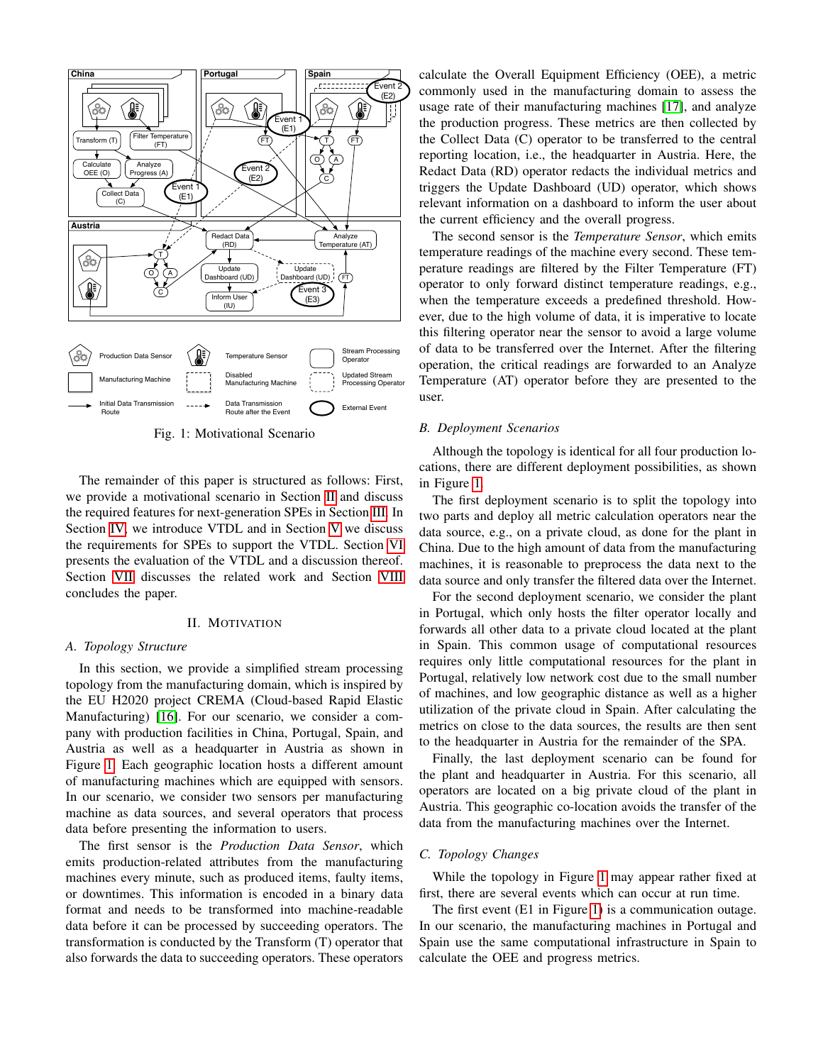China

Portugal

Spain

Austria

Transform (T)

Filter Temperature (FT)

Calculate OEE (O)

Analyze Progress (A)

Collect Data (C)

Event 1 (E1)

Event 2 (E2)

Event 3 (E3)

Redact Data (RD)

Analyze Temperature (AT)

Update Dashboard (UD)

Inform User (IU)

Production Data Sensor

Temperature Sensor

Stream Processing Operator

Manufacturing Machine

Disabled Manufacturing Machine

Updated Stream Processing Operator

Initial Data Transmission Route

Data Transmission Route after the Event

External Event

Fig. 1: Motivational Scenario

The remainder of this paper is structured as follows: First, we provide a motivational scenario in Section II and discuss the required features for next-generation SPEs in Section III. In Section IV, we introduce VTDL and in Section V we discuss the requirements for SPEs to support the VTDL. Section VI presents the evaluation of the VTDL and a discussion thereof. Section VII discusses the related work and Section VIII concludes the paper.

## II. Motivation

### A. Topology Structure

In this section, we provide a simplified stream processing topology from the manufacturing domain, which is inspired by the EU H2020 project CREMA (Cloud-based Rapid Elastic Manufacturing) [16]. For our scenario, we consider a company with production facilities in China, Portugal, Spain, and Austria as well as a headquarter in Austria as shown in Figure 1. Each geographic location hosts a different amount of manufacturing machines which are equipped with sensors. In our scenario, we consider two sensors per manufacturing machine as data sources, and several operators that process data before presenting the information to users.

The first sensor is the *Production Data Sensor*, which emits production-related attributes from the manufacturing machines every minute, such as produced items, faulty items, or downtimes. This information is encoded in a binary data format and needs to be transformed into machine-readable data before it can be processed by succeeding operators. The transformation is conducted by the Transform (T) operator that also forwards the data to succeeding operators. These operators calculate the Overall Equipment Efficiency (OEE), a metric commonly used in the manufacturing domain to assess the usage rate of their manufacturing machines [17], and analyze the production progress. These metrics are then collected by the Collect Data (C) operator to be transferred to the central reporting location, i.e., the headquarter in Austria. Here, the Redact Data (RD) operator redacts the individual metrics and triggers the Update Dashboard (UD) operator, which shows relevant information on a dashboard to inform the user about the current efficiency and the overall progress.

The second sensor is the *Temperature Sensor*, which emits temperature readings of the machine every second. These temperature readings are filtered by the Filter Temperature (FT) operator to only forward distinct temperature readings, e.g., when the temperature exceeds a predefined threshold. However, due to the high volume of data, it is imperative to locate this filtering operator near the sensor to avoid a large volume of data to be transferred over the Internet. After the filtering operation, the critical readings are forwarded to an Analyze Temperature (AT) operator before they are presented to the user.

### B. Deployment Scenarios

Although the topology is identical for all four production locations, there are different deployment possibilities, as shown in Figure 1.

The first deployment scenario is to split the topology into two parts and deploy all metric calculation operators near the data source, e.g., on a private cloud, as done for the plant in China. Due to the high amount of data from the manufacturing machines, it is reasonable to preprocess the data next to the data source and only transfer the filtered data over the Internet.

For the second deployment scenario, we consider the plant in Portugal, which only hosts the filter operator locally and forwards all other data to a private cloud located at the plant in Spain. This common usage of computational resources requires only little computational resources for the plant in Portugal, relatively low network cost due to the small number of machines, and low geographic distance as well as a higher utilization of the private cloud in Spain. After calculating the metrics on close to the data sources, the results are then sent to the headquarter in Austria for the remainder of the SPA.

Finally, the last deployment scenario can be found for the plant and headquarter in Austria. For this scenario, all operators are located on a big private cloud of the plant in Austria. This geographic co-location avoids the transfer of the data from the manufacturing machines over the Internet.

### C. Topology Changes

While the topology in Figure 1 may appear rather fixed at first, there are several events which can occur at run time.

The first event (E1 in Figure 1) is a communication outage. In our scenario, the manufacturing machines in Portugal and Spain use the same computational infrastructure in Spain to calculate the OEE and progress metrics.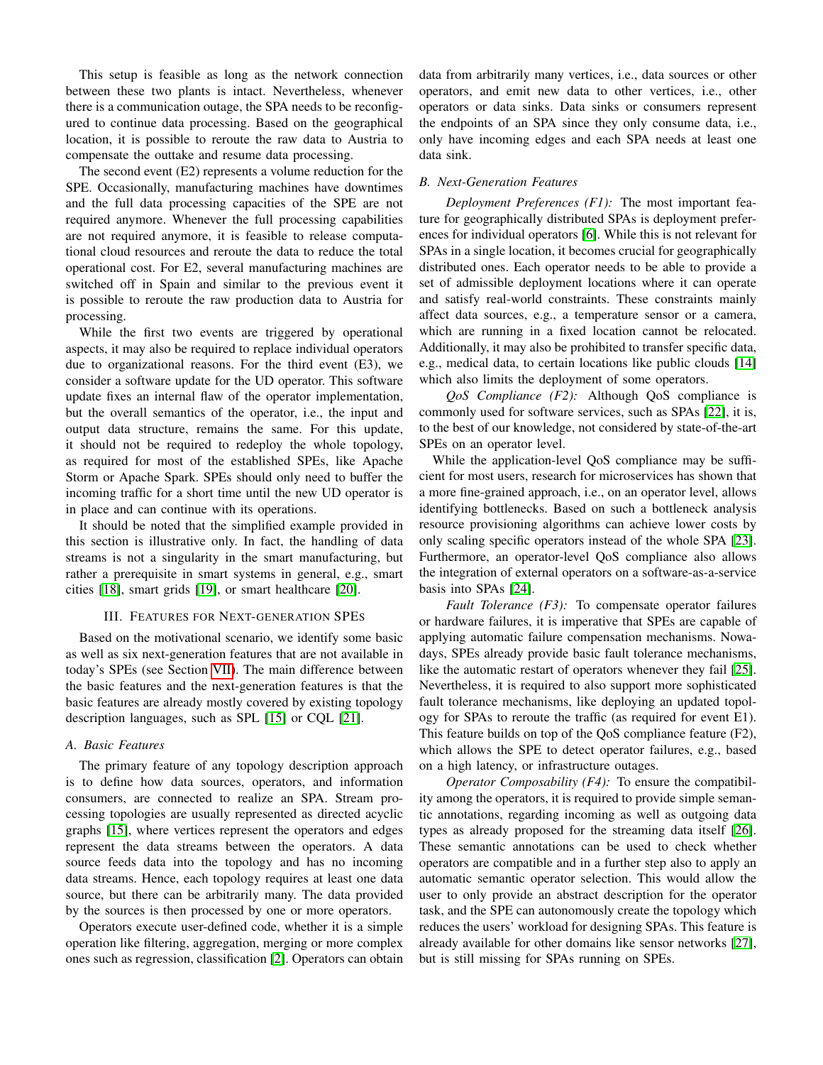This setup is feasible as long as the network connection between these two plants is intact. Nevertheless, whenever there is a communication outage, the SPA needs to be reconfigured to continue data processing. Based on the geographical location, it is possible to reroute the raw data to Austria to compensate the outtake and resume data processing.

The second event (E2) represents a volume reduction for the SPE. Occasionally, manufacturing machines have downtimes and the full data processing capacities of the SPE are not required anymore. Whenever the full processing capabilities are not required anymore, it is feasible to release computational cloud resources and reroute the data to reduce the total operational cost. For E2, several manufacturing machines are switched off in Spain and similar to the previous event it is possible to reroute the raw production data to Austria for processing.

While the first two events are triggered by operational aspects, it may also be required to replace individual operators due to organizational reasons. For the third event (E3), we consider a software update for the UD operator. This software update fixes an internal flaw of the operator implementation, but the overall semantics of the operator, i.e., the input and output data structure, remains the same. For this update, it should not be required to redeploy the whole topology, as required for most of the established SPEs, like Apache Storm or Apache Spark. SPEs should only need to buffer the incoming traffic for a short time until the new UD operator is in place and can continue with its operations.

It should be noted that the simplified example provided in this section is illustrative only. In fact, the handling of data streams is not a singularity in the smart manufacturing, but rather a prerequisite in smart systems in general, e.g., smart cities [18], smart grids [19], or smart healthcare [20].

## III. Features for Next-generation SPEs

Based on the motivational scenario, we identify some basic as well as six next-generation features that are not available in today's SPEs (see Section VII). The main difference between the basic features and the next-generation features is that the basic features are already mostly covered by existing topology description languages, such as SPL [15] or CQL [21].

### A. Basic Features

The primary feature of any topology description approach is to define how data sources, operators, and information consumers, are connected to realize an SPA. Stream processing topologies are usually represented as directed acyclic graphs [15], where vertices represent the operators and edges represent the data streams between the operators. A data source feeds data into the topology and has no incoming data streams. Hence, each topology requires at least one data source, but there can be arbitrarily many. The data provided by the sources is then processed by one or more operators.

Operators execute user-defined code, whether it is a simple operation like filtering, aggregation, merging or more complex ones such as regression, classification [2]. Operators can obtain data from arbitrarily many vertices, i.e., data sources or other operators, and emit new data to other vertices, i.e., other operators or data sinks. Data sinks or consumers represent the endpoints of an SPA since they only consume data, i.e., only have incoming edges and each SPA needs at least one data sink.

### B. Next-Generation Features

*Deployment Preferences (F1):* The most important feature for geographically distributed SPAs is deployment preferences for individual operators [6]. While this is not relevant for SPAs in a single location, it becomes crucial for geographically distributed ones. Each operator needs to be able to provide a set of admissible deployment locations where it can operate and satisfy real-world constraints. These constraints mainly affect data sources, e.g., a temperature sensor or a camera, which are running in a fixed location cannot be relocated. Additionally, it may also be prohibited to transfer specific data, e.g., medical data, to certain locations like public clouds [14] which also limits the deployment of some operators.

*QoS Compliance (F2):* Although QoS compliance is commonly used for software services, such as SPAs [22], it is, to the best of our knowledge, not considered by state-of-the-art SPEs on an operator level.

While the application-level QoS compliance may be sufficient for most users, research for microservices has shown that a more fine-grained approach, i.e., on an operator level, allows identifying bottlenecks. Based on such a bottleneck analysis resource provisioning algorithms can achieve lower costs by only scaling specific operators instead of the whole SPA [23]. Furthermore, an operator-level QoS compliance also allows the integration of external operators on a software-as-a-service basis into SPAs [24].

*Fault Tolerance (F3):* To compensate operator failures or hardware failures, it is imperative that SPEs are capable of applying automatic failure compensation mechanisms. Nowadays, SPEs already provide basic fault tolerance mechanisms, like the automatic restart of operators whenever they fail [25]. Nevertheless, it is required to also support more sophisticated fault tolerance mechanisms, like deploying an updated topology for SPAs to reroute the traffic (as required for event E1). This feature builds on top of the QoS compliance feature (F2), which allows the SPE to detect operator failures, e.g., based on a high latency, or infrastructure outages.

*Operator Composability (F4):* To ensure the compatibility among the operators, it is required to provide simple semantic annotations, regarding incoming as well as outgoing data types as already proposed for the streaming data itself [26]. These semantic annotations can be used to check whether operators are compatible and in a further step also to apply an automatic semantic operator selection. This would allow the user to only provide an abstract description for the operator task, and the SPE can autonomously create the topology which reduces the users' workload for designing SPAs. This feature is already available for other domains like sensor networks [27], but is still missing for SPAs running on SPEs.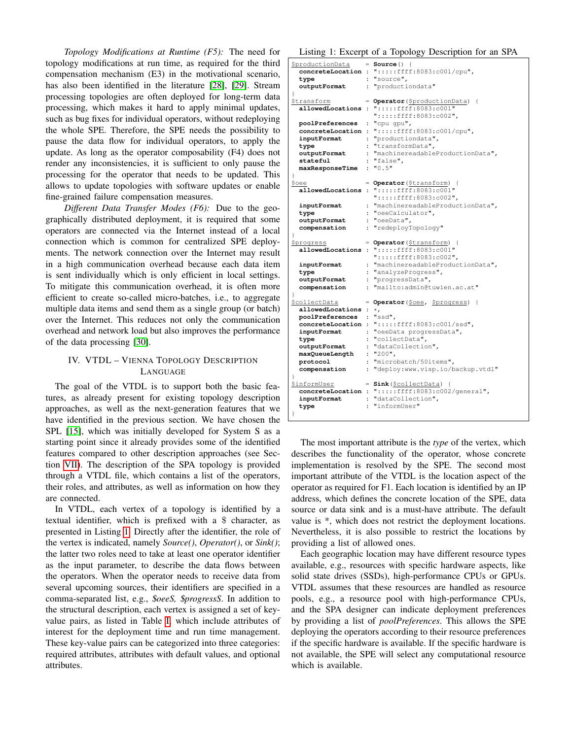*Topology Modifications at Runtime (F5):* The need for topology modifications at run time, as required for the third compensation mechanism (E3) in the motivational scenario, has also been identified in the literature [28], [29]. Stream processing topologies are often deployed for long-term data processing, which makes it hard to apply minimal updates, such as bug fixes for individual operators, without redeploying the whole SPE. Therefore, the SPE needs the possibility to pause the data flow for individual operators, to apply the update. As long as the operator composability (F4) does not render any inconsistencies, it is sufficient to only pause the processing for the operator that needs to be updated. This allows to update topologies with software updates or enable fine-grained failure compensation measures.

*Different Data Transfer Modes (F6):* Due to the geographically distributed deployment, it is required that some operators are connected via the Internet instead of a local connection which is common for centralized SPE deployments. The network connection over the Internet may result in a high communication overhead because each data item is sent individually which is only efficient in local settings. To mitigate this communication overhead, it is often more efficient to create so-called micro-batches, i.e., to aggregate multiple data items and send them as a single group (or batch) over the Internet. This reduces not only the communication overhead and network load but also improves the performance of the data processing [30].

## IV. VTDL – Vienna Topology Description Language

The goal of the VTDL is to support both the basic features, as already present for existing topology description approaches, as well as the next-generation features that we have identified in the previous section. We have chosen the SPL [15], which was initially developed for System S as a starting point since it already provides some of the identified features compared to other description approaches (see Section VII). The description of the SPA topology is provided through a VTDL file, which contains a list of the operators, their roles, and attributes, as well as information on how they are connected.

In VTDL, each vertex of a topology is identified by a textual identifier, which is prefixed with a $ character, as presented in Listing 1. Directly after the identifier, the role of the vertex is indicated, namely *Source()*, *Operator()*, or *Sink()*; the latter two roles need to take at least one operator identifier as the input parameter, to describe the data flows between the operators. When the operator needs to receive data from several upcoming sources, their identifiers are specified in a comma-separated list, e.g., *$oeeS, $progressS*. In addition to the structural description, each vertex is assigned a set of key-value pairs, as listed in Table I, which include attributes of interest for the deployment time and run time management. These key-value pairs can be categorized into three categories: required attributes, attributes with default values, and optional attributes.

Listing 1: Excerpt of a Topology Description for an SPA

```
$productionData    = Source() {
  concreteLocation : ":::::ffff:8083:c001/cpu",
  type             : "source",
  outputFormat     : "productiondata"
}
$transform         = Operator($productionData) {
  allowedLocations : ":::::ffff:8083:c001"
                     ":::::ffff:8083:c002",
  poolPreferences  : "cpu gpu",
  concreteLocation : ":::::ffff:8083:c001/cpu",
  inputFormat      : "productiondata",
  type             : "transformData",
  outputFormat     : "machinereadableProductionData",
  stateful         : "false",
  maxResponseTime  : "0.5"
}
$oee               = Operator($transform) {
  allowedLocations : ":::::ffff:8083:c001"
                     ":::::ffff:8083:c002",
  inputFormat      : "machinereadableProductionData",
  type             : "oeeCalculator",
  outputFormat     : "oeeData",
  compensation     : "redeployTopology"
}
$progress          = Operator($transform) {
  allowedLocations : ":::::ffff:8083:c001"
                     ":::::ffff:8083:c002",
  inputFormat      : "machinereadableProductionData",
  type             : "analyzeProgress",
  outputFormat     : "progressData",
  compensation     : "mailto:admin@tuwien.ac.at"
}
$collectData       = Operator($oee, $progress) {
  allowedLocations : *,
  poolPreferences  : "ssd",
  concreteLocation : ":::::ffff:8083:c001/ssd",
  inputFormat      : "oeeData progressData",
  type             : "collectData",
  outputFormat     : "dataCollection",
  maxQueueLength   : "200",
  protocol         : "microbatch/50items",
  compensation     : "deploy:www.visp.io/backup.vtdl"
}
$informUser        = Sink($collectData) {
  concreteLocation : ":::::ffff:8083:c002/general",
  inputFormat      : "dataCollection",
  type             : "informUser"
}
```

The most important attribute is the *type* of the vertex, which describes the functionality of the operator, whose concrete implementation is resolved by the SPE. The second most important attribute of the VTDL is the location aspect of the operator as required for F1. Each location is identified by an IP address, which defines the concrete location of the SPE, data source or data sink and is a must-have attribute. The default value is *, which does not restrict the deployment locations. Nevertheless, it is also possible to restrict the locations by providing a list of allowed ones.

Each geographic location may have different resource types available, e.g., resources with specific hardware aspects, like solid state drives (SSDs), high-performance CPUs or GPUs. VTDL assumes that these resources are handled as resource pools, e.g., a resource pool with high-performance CPUs, and the SPA designer can indicate deployment preferences by providing a list of *poolPreferences*. This allows the SPE deploying the operators according to their resource preferences if the specific hardware is available. If the specific hardware is not available, the SPE will select any computational resource which is available.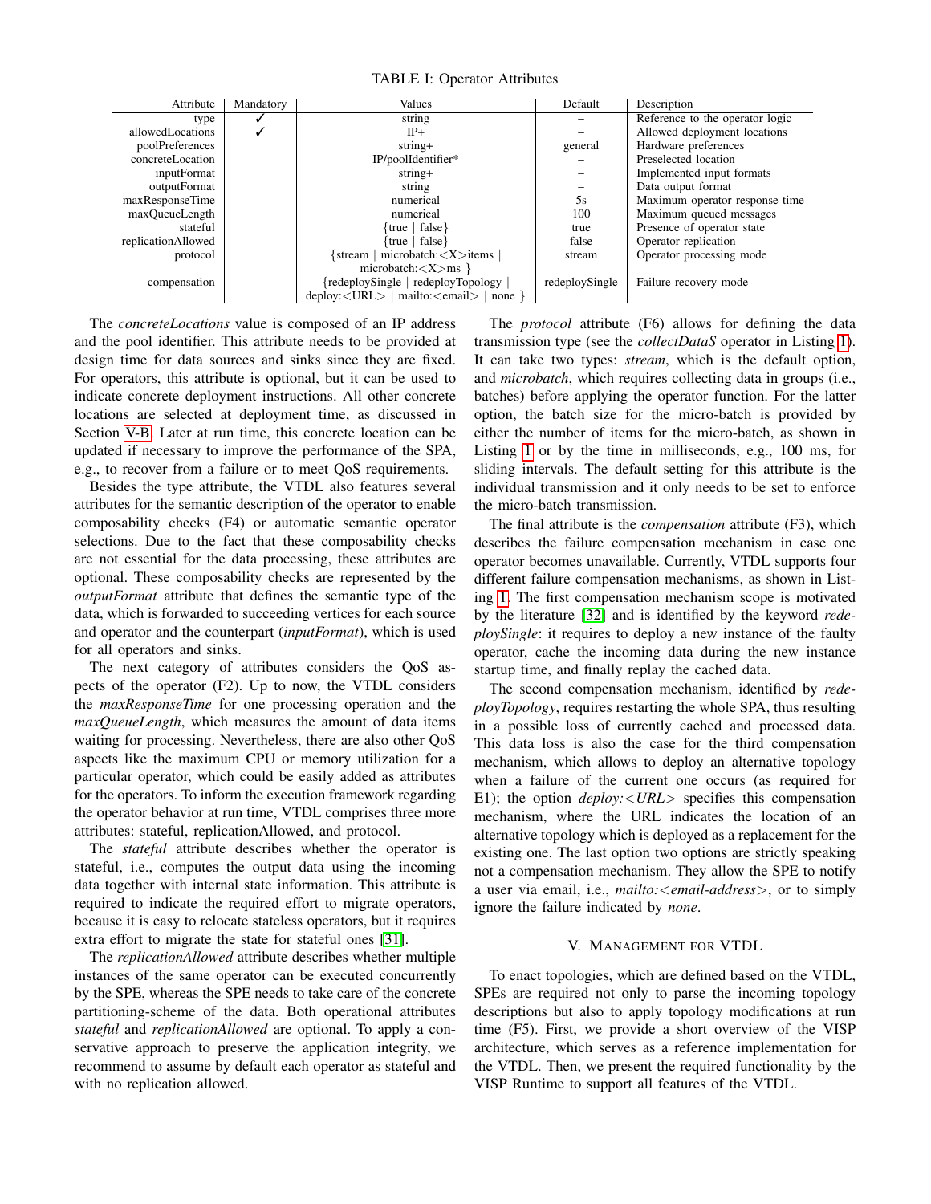TABLE I: Operator Attributes

| Attribute | Mandatory | Values | Default | Description |
|---|---|---|---|---|
| type | ✓ | string | – | Reference to the operator logic |
| allowedLocations | ✓ | IP+ | – | Allowed deployment locations |
| poolPreferences | | string+ | general | Hardware preferences |
| concreteLocation | | IP/poolIdentifier* | – | Preselected location |
| inputFormat | | string+ | – | Implemented input formats |
| outputFormat | | string | – | Data output format |
| maxResponseTime | | numerical | 5s | Maximum operator response time |
| maxQueueLength | | numerical | 100 | Maximum queued messages |
| stateful | | {true \| false} | true | Presence of operator state |
| replicationAllowed | | {true \| false} | false | Operator replication |
| protocol | | {stream \| microbatch:<X>items \| microbatch:<X>ms } | stream | Operator processing mode |
| compensation | | {redeploySingle \| redeployTopology \| deploy:<URL> \| mailto:<email> \| none } | redeploySingle | Failure recovery mode |

The *concreteLocations* value is composed of an IP address and the pool identifier. This attribute needs to be provided at design time for data sources and sinks since they are fixed. For operators, this attribute is optional, but it can be used to indicate concrete deployment instructions. All other concrete locations are selected at deployment time, as discussed in Section V-B. Later at run time, this concrete location can be updated if necessary to improve the performance of the SPA, e.g., to recover from a failure or to meet QoS requirements.

Besides the type attribute, the VTDL also features several attributes for the semantic description of the operator to enable composability checks (F4) or automatic semantic operator selections. Due to the fact that these composability checks are not essential for the data processing, these attributes are optional. These composability checks are represented by the *outputFormat* attribute that defines the semantic type of the data, which is forwarded to succeeding vertices for each source and operator and the counterpart (*inputFormat*), which is used for all operators and sinks.

The next category of attributes considers the QoS aspects of the operator (F2). Up to now, the VTDL considers the *maxResponseTime* for one processing operation and the *maxQueueLength*, which measures the amount of data items waiting for processing. Nevertheless, there are also other QoS aspects like the maximum CPU or memory utilization for a particular operator, which could be easily added as attributes for the operators. To inform the execution framework regarding the operator behavior at run time, VTDL comprises three more attributes: stateful, replicationAllowed, and protocol.

The *stateful* attribute describes whether the operator is stateful, i.e., computes the output data using the incoming data together with internal state information. This attribute is required to indicate the required effort to migrate operators, because it is easy to relocate stateless operators, but it requires extra effort to migrate the state for stateful ones [31].

The *replicationAllowed* attribute describes whether multiple instances of the same operator can be executed concurrently by the SPE, whereas the SPE needs to take care of the concrete partitioning-scheme of the data. Both operational attributes *stateful* and *replicationAllowed* are optional. To apply a conservative approach to preserve the application integrity, we recommend to assume by default each operator as stateful and with no replication allowed.

The *protocol* attribute (F6) allows for defining the data transmission type (see the *collectDataS* operator in Listing 1). It can take two types: *stream*, which is the default option, and *microbatch*, which requires collecting data in groups (i.e., batches) before applying the operator function. For the latter option, the batch size for the micro-batch is provided by either the number of items for the micro-batch, as shown in Listing 1 or by the time in milliseconds, e.g., 100 ms, for sliding intervals. The default setting for this attribute is the individual transmission and it only needs to be set to enforce the micro-batch transmission.

The final attribute is the *compensation* attribute (F3), which describes the failure compensation mechanism in case one operator becomes unavailable. Currently, VTDL supports four different failure compensation mechanisms, as shown in Listing 1. The first compensation mechanism scope is motivated by the literature [32] and is identified by the keyword *redeploySingle*: it requires to deploy a new instance of the faulty operator, cache the incoming data during the new instance startup time, and finally replay the cached data.

The second compensation mechanism, identified by *redeployTopology*, requires restarting the whole SPA, thus resulting in a possible loss of currently cached and processed data. This data loss is also the case for the third compensation mechanism, which allows to deploy an alternative topology when a failure of the current one occurs (as required for E1); the option *deploy:<URL>* specifies this compensation mechanism, where the URL indicates the location of an alternative topology which is deployed as a replacement for the existing one. The last option two options are strictly speaking not a compensation mechanism. They allow the SPE to notify a user via email, i.e., *mailto:<email-address>*, or to simply ignore the failure indicated by *none*.

## V. Management for VTDL

To enact topologies, which are defined based on the VTDL, SPEs are required not only to parse the incoming topology descriptions but also to apply topology modifications at run time (F5). First, we provide a short overview of the VISP architecture, which serves as a reference implementation for the VTDL. Then, we present the required functionality by the VISP Runtime to support all features of the VTDL.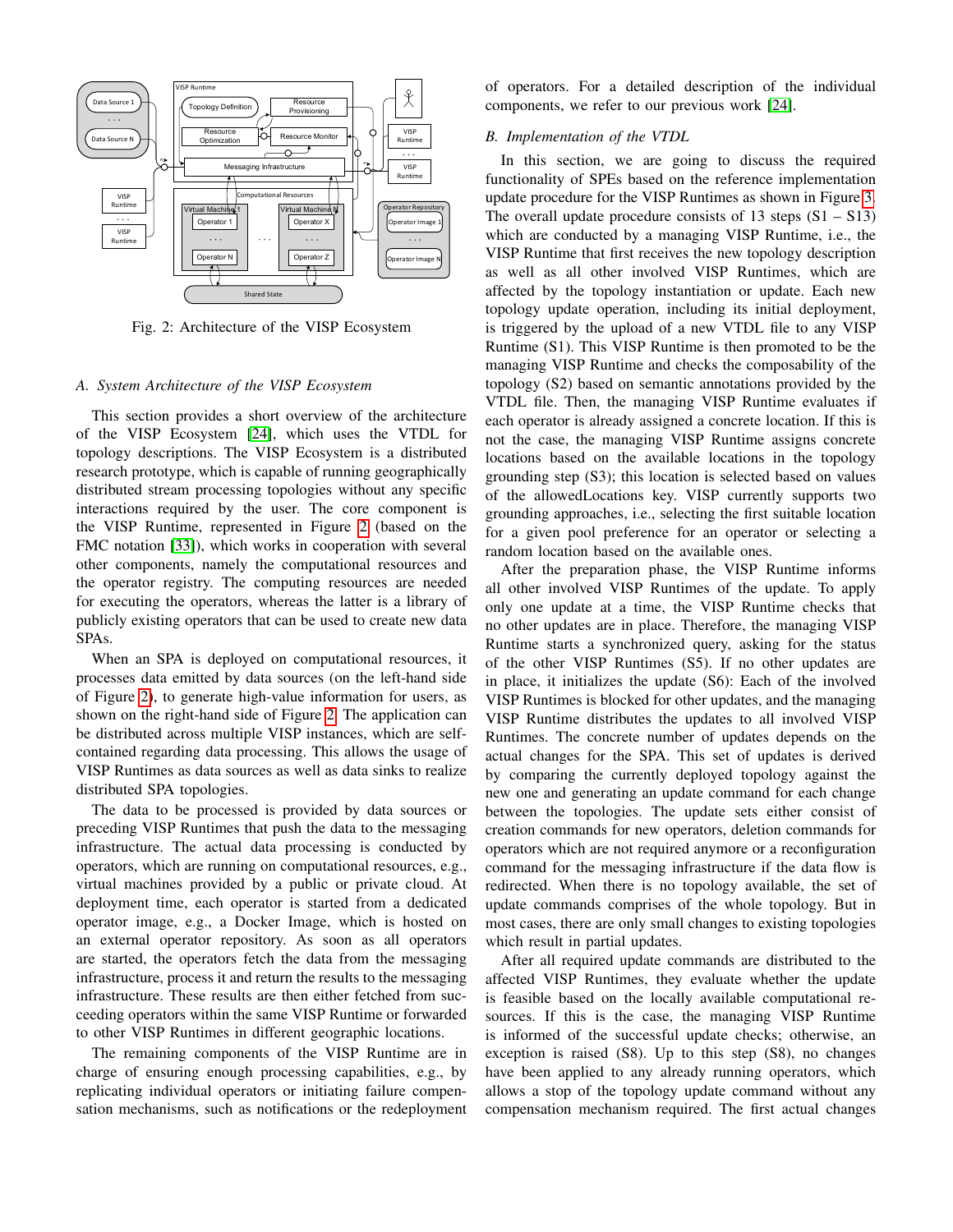Data Source 1
. . .
Data Source N
VISP Runtime
Topology Definition
Resource Provisioning
Resource Optimization
Resource Monitor
Messaging Infrastructure
Computational Resources
Virtual Machine 1
Operator 1
. . .
Operator N
. . .
Virtual Machine N
Operator X
. . .
Operator Z
Shared State
VISP Runtime
. . .
VISP Runtime
VISP Runtime
. . .
VISP Runtime
Operator Repository
Operator Image 1
. . .
Operator Image N

Fig. 2: Architecture of the VISP Ecosystem

### A. System Architecture of the VISP Ecosystem

This section provides a short overview of the architecture of the VISP Ecosystem [24], which uses the VTDL for topology descriptions. The VISP Ecosystem is a distributed research prototype, which is capable of running geographically distributed stream processing topologies without any specific interactions required by the user. The core component is the VISP Runtime, represented in Figure 2 (based on the FMC notation [33]), which works in cooperation with several other components, namely the computational resources and the operator registry. The computing resources are needed for executing the operators, whereas the latter is a library of publicly existing operators that can be used to create new data SPAs.

When an SPA is deployed on computational resources, it processes data emitted by data sources (on the left-hand side of Figure 2), to generate high-value information for users, as shown on the right-hand side of Figure 2. The application can be distributed across multiple VISP instances, which are self-contained regarding data processing. This allows the usage of VISP Runtimes as data sources as well as data sinks to realize distributed SPA topologies.

The data to be processed is provided by data sources or preceding VISP Runtimes that push the data to the messaging infrastructure. The actual data processing is conducted by operators, which are running on computational resources, e.g., virtual machines provided by a public or private cloud. At deployment time, each operator is started from a dedicated operator image, e.g., a Docker Image, which is hosted on an external operator repository. As soon as all operators are started, the operators fetch the data from the messaging infrastructure, process it and return the results to the messaging infrastructure. These results are then either fetched from succeeding operators within the same VISP Runtime or forwarded to other VISP Runtimes in different geographic locations.

The remaining components of the VISP Runtime are in charge of ensuring enough processing capabilities, e.g., by replicating individual operators or initiating failure compensation mechanisms, such as notifications or the redeployment of operators. For a detailed description of the individual components, we refer to our previous work [24].

### B. Implementation of the VTDL

In this section, we are going to discuss the required functionality of SPEs based on the reference implementation update procedure for the VISP Runtimes as shown in Figure 3. The overall update procedure consists of 13 steps (S1 – S13) which are conducted by a managing VISP Runtime, i.e., the VISP Runtime that first receives the new topology description as well as all other involved VISP Runtimes, which are affected by the topology instantiation or update. Each new topology update operation, including its initial deployment, is triggered by the upload of a new VTDL file to any VISP Runtime (S1). This VISP Runtime is then promoted to be the managing VISP Runtime and checks the composability of the topology (S2) based on semantic annotations provided by the VTDL file. Then, the managing VISP Runtime evaluates if each operator is already assigned a concrete location. If this is not the case, the managing VISP Runtime assigns concrete locations based on the available locations in the topology grounding step (S3); this location is selected based on values of the allowedLocations key. VISP currently supports two grounding approaches, i.e., selecting the first suitable location for a given pool preference for an operator or selecting a random location based on the available ones.

After the preparation phase, the VISP Runtime informs all other involved VISP Runtimes of the update. To apply only one update at a time, the VISP Runtime checks that no other updates are in place. Therefore, the managing VISP Runtime starts a synchronized query, asking for the status of the other VISP Runtimes (S5). If no other updates are in place, it initializes the update (S6): Each of the involved VISP Runtimes is blocked for other updates, and the managing VISP Runtime distributes the updates to all involved VISP Runtimes. The concrete number of updates depends on the actual changes for the SPA. This set of updates is derived by comparing the currently deployed topology against the new one and generating an update command for each change between the topologies. The update sets either consist of creation commands for new operators, deletion commands for operators which are not required anymore or a reconfiguration command for the messaging infrastructure if the data flow is redirected. When there is no topology available, the set of update commands comprises of the whole topology. But in most cases, there are only small changes to existing topologies which result in partial updates.

After all required update commands are distributed to the affected VISP Runtimes, they evaluate whether the update is feasible based on the locally available computational resources. If this is the case, the managing VISP Runtime is informed of the successful update checks; otherwise, an exception is raised (S8). Up to this step (S8), no changes have been applied to any already running operators, which allows a stop of the topology update command without any compensation mechanism required. The first actual changes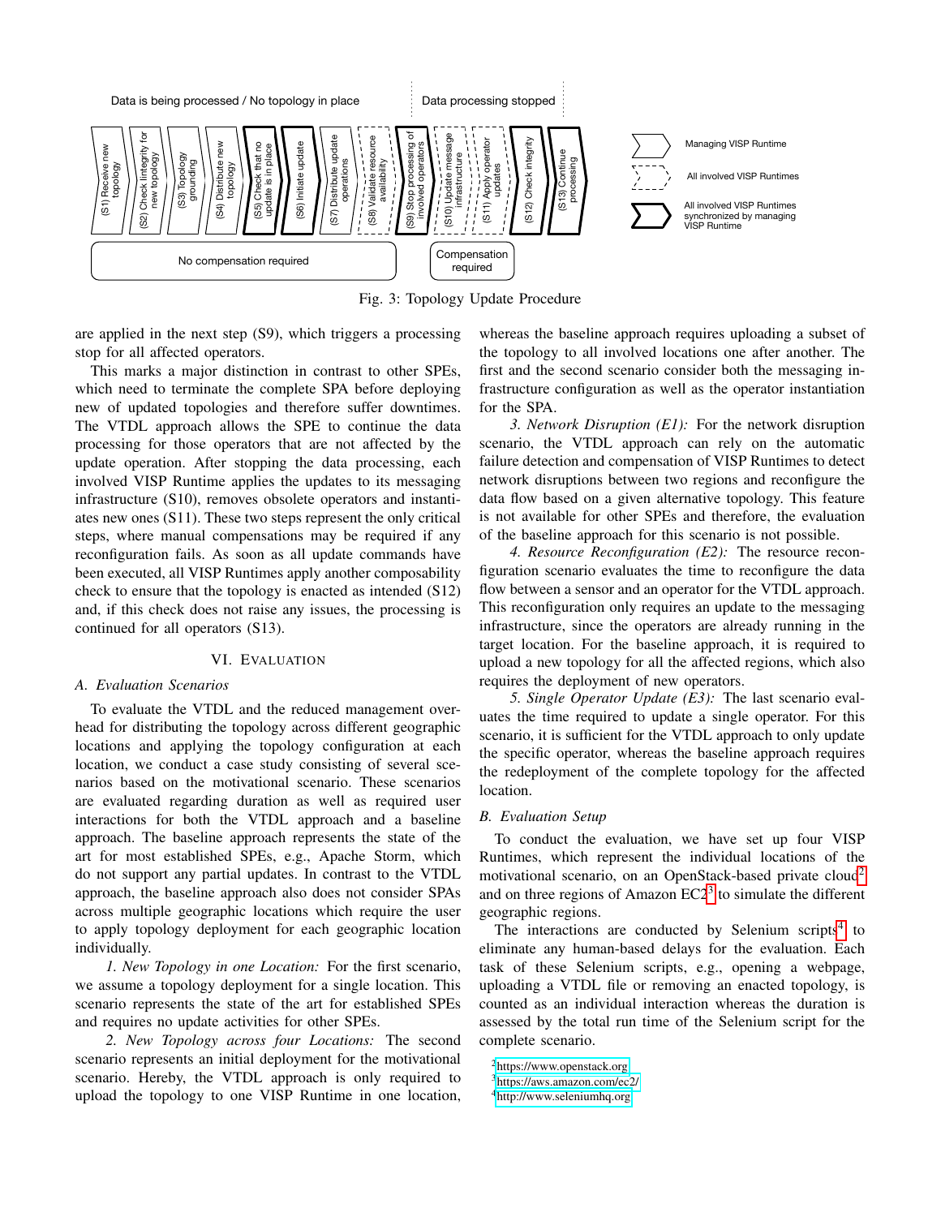Data is being processed / No topology in place | Data processing stopped

(S1) Receive new topology → (S2) Check integrity for new topology → (S3) Topology grounding → (S4) Distribute new topology → (S5) Check that no update is in place → (S6) Initiate update → (S7) Distribute update operations → (S8) Validate resource availability → (S9) Stop processing of involved operators → (S10) Update message infrastructure → (S11) Apply operator updates → (S12) Check integrity → (S13) Continue processing

No compensation required | Compensation required

Legend: Managing VISP Runtime; All involved VISP Runtimes; All involved VISP Runtimes synchronized by managing VISP Runtime

Fig. 3: Topology Update Procedure

are applied in the next step (S9), which triggers a processing stop for all affected operators.

This marks a major distinction in contrast to other SPEs, which need to terminate the complete SPA before deploying new of updated topologies and therefore suffer downtimes. The VTDL approach allows the SPE to continue the data processing for those operators that are not affected by the update operation. After stopping the data processing, each involved VISP Runtime applies the updates to its messaging infrastructure (S10), removes obsolete operators and instantiates new ones (S11). These two steps represent the only critical steps, where manual compensations may be required if any reconfiguration fails. As soon as all update commands have been executed, all VISP Runtimes apply another composability check to ensure that the topology is enacted as intended (S12) and, if this check does not raise any issues, the processing is continued for all operators (S13).

## VI. Evaluation

### A. Evaluation Scenarios

To evaluate the VTDL and the reduced management overhead for distributing the topology across different geographic locations and applying the topology configuration at each location, we conduct a case study consisting of several scenarios based on the motivational scenario. These scenarios are evaluated regarding duration as well as required user interactions for both the VTDL approach and a baseline approach. The baseline approach represents the state of the art for most established SPEs, e.g., Apache Storm, which do not support any partial updates. In contrast to the VTDL approach, the baseline approach also does not consider SPAs across multiple geographic locations which require the user to apply topology deployment for each geographic location individually.

*1. New Topology in one Location:* For the first scenario, we assume a topology deployment for a single location. This scenario represents the state of the art for established SPEs and requires no update activities for other SPEs.

*2. New Topology across four Locations:* The second scenario represents an initial deployment for the motivational scenario. Hereby, the VTDL approach is only required to upload the topology to one VISP Runtime in one location, whereas the baseline approach requires uploading a subset of the topology to all involved locations one after another. The first and the second scenario consider both the messaging infrastructure configuration as well as the operator instantiation for the SPA.

*3. Network Disruption (E1):* For the network disruption scenario, the VTDL approach can rely on the automatic failure detection and compensation of VISP Runtimes to detect network disruptions between two regions and reconfigure the data flow based on a given alternative topology. This feature is not available for other SPEs and therefore, the evaluation of the baseline approach for this scenario is not possible.

*4. Resource Reconfiguration (E2):* The resource reconfiguration scenario evaluates the time to reconfigure the data flow between a sensor and an operator for the VTDL approach. This reconfiguration only requires an update to the messaging infrastructure, since the operators are already running in the target location. For the baseline approach, it is required to upload a new topology for all the affected regions, which also requires the deployment of new operators.

*5. Single Operator Update (E3):* The last scenario evaluates the time required to update a single operator. For this scenario, it is sufficient for the VTDL approach to only update the specific operator, whereas the baseline approach requires the redeployment of the complete topology for the affected location.

### B. Evaluation Setup

To conduct the evaluation, we have set up four VISP Runtimes, which represent the individual locations of the motivational scenario, on an OpenStack-based private cloud[2] and on three regions of Amazon EC2[3] to simulate the different geographic regions.

The interactions are conducted by Selenium scripts[4] to eliminate any human-based delays for the evaluation. Each task of these Selenium scripts, e.g., opening a webpage, uploading a VTDL file or removing an enacted topology, is counted as an individual interaction whereas the duration is assessed by the total run time of the Selenium script for the complete scenario.

[2] https://www.openstack.org
[3] https://aws.amazon.com/ec2/
[4] http://www.seleniumhq.org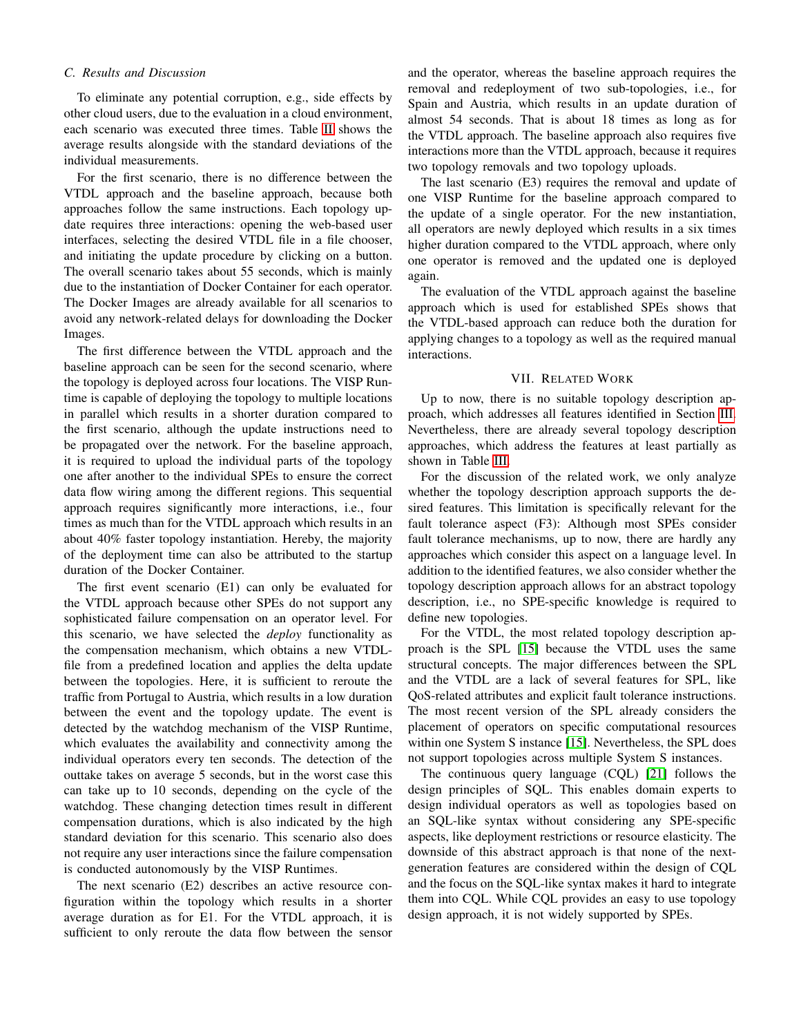### C. Results and Discussion

To eliminate any potential corruption, e.g., side effects by other cloud users, due to the evaluation in a cloud environment, each scenario was executed three times. Table II shows the average results alongside with the standard deviations of the individual measurements.

For the first scenario, there is no difference between the VTDL approach and the baseline approach, because both approaches follow the same instructions. Each topology update requires three interactions: opening the web-based user interfaces, selecting the desired VTDL file in a file chooser, and initiating the update procedure by clicking on a button. The overall scenario takes about 55 seconds, which is mainly due to the instantiation of Docker Container for each operator. The Docker Images are already available for all scenarios to avoid any network-related delays for downloading the Docker Images.

The first difference between the VTDL approach and the baseline approach can be seen for the second scenario, where the topology is deployed across four locations. The VISP Runtime is capable of deploying the topology to multiple locations in parallel which results in a shorter duration compared to the first scenario, although the update instructions need to be propagated over the network. For the baseline approach, it is required to upload the individual parts of the topology one after another to the individual SPEs to ensure the correct data flow wiring among the different regions. This sequential approach requires significantly more interactions, i.e., four times as much than for the VTDL approach which results in an about 40% faster topology instantiation. Hereby, the majority of the deployment time can also be attributed to the startup duration of the Docker Container.

The first event scenario (E1) can only be evaluated for the VTDL approach because other SPEs do not support any sophisticated failure compensation on an operator level. For this scenario, we have selected the *deploy* functionality as the compensation mechanism, which obtains a new VTDL-file from a predefined location and applies the delta update between the topologies. Here, it is sufficient to reroute the traffic from Portugal to Austria, which results in a low duration between the event and the topology update. The event is detected by the watchdog mechanism of the VISP Runtime, which evaluates the availability and connectivity among the individual operators every ten seconds. The detection of the outtake takes on average 5 seconds, but in the worst case this can take up to 10 seconds, depending on the cycle of the watchdog. These changing detection times result in different compensation durations, which is also indicated by the high standard deviation for this scenario. This scenario also does not require any user interactions since the failure compensation is conducted autonomously by the VISP Runtimes.

The next scenario (E2) describes an active resource configuration within the topology which results in a shorter average duration as for E1. For the VTDL approach, it is sufficient to only reroute the data flow between the sensor and the operator, whereas the baseline approach requires the removal and redeployment of two sub-topologies, i.e., for Spain and Austria, which results in an update duration of almost 54 seconds. That is about 18 times as long as for the VTDL approach. The baseline approach also requires five interactions more than the VTDL approach, because it requires two topology removals and two topology uploads.

The last scenario (E3) requires the removal and update of one VISP Runtime for the baseline approach compared to the update of a single operator. For the new instantiation, all operators are newly deployed which results in a six times higher duration compared to the VTDL approach, where only one operator is removed and the updated one is deployed again.

The evaluation of the VTDL approach against the baseline approach which is used for established SPEs shows that the VTDL-based approach can reduce both the duration for applying changes to a topology as well as the required manual interactions.

## VII. Related Work

Up to now, there is no suitable topology description approach, which addresses all features identified in Section III. Nevertheless, there are already several topology description approaches, which address the features at least partially as shown in Table III.

For the discussion of the related work, we only analyze whether the topology description approach supports the desired features. This limitation is specifically relevant for the fault tolerance aspect (F3): Although most SPEs consider fault tolerance mechanisms, up to now, there are hardly any approaches which consider this aspect on a language level. In addition to the identified features, we also consider whether the topology description approach allows for an abstract topology description, i.e., no SPE-specific knowledge is required to define new topologies.

For the VTDL, the most related topology description approach is the SPL [15] because the VTDL uses the same structural concepts. The major differences between the SPL and the VTDL are a lack of several features for SPL, like QoS-related attributes and explicit fault tolerance instructions. The most recent version of the SPL already considers the placement of operators on specific computational resources within one System S instance [15]. Nevertheless, the SPL does not support topologies across multiple System S instances.

The continuous query language (CQL) [21] follows the design principles of SQL. This enables domain experts to design individual operators as well as topologies based on an SQL-like syntax without considering any SPE-specific aspects, like deployment restrictions or resource elasticity. The downside of this abstract approach is that none of the next-generation features are considered within the design of CQL and the focus on the SQL-like syntax makes it hard to integrate them into CQL. While CQL provides an easy to use topology design approach, it is not widely supported by SPEs.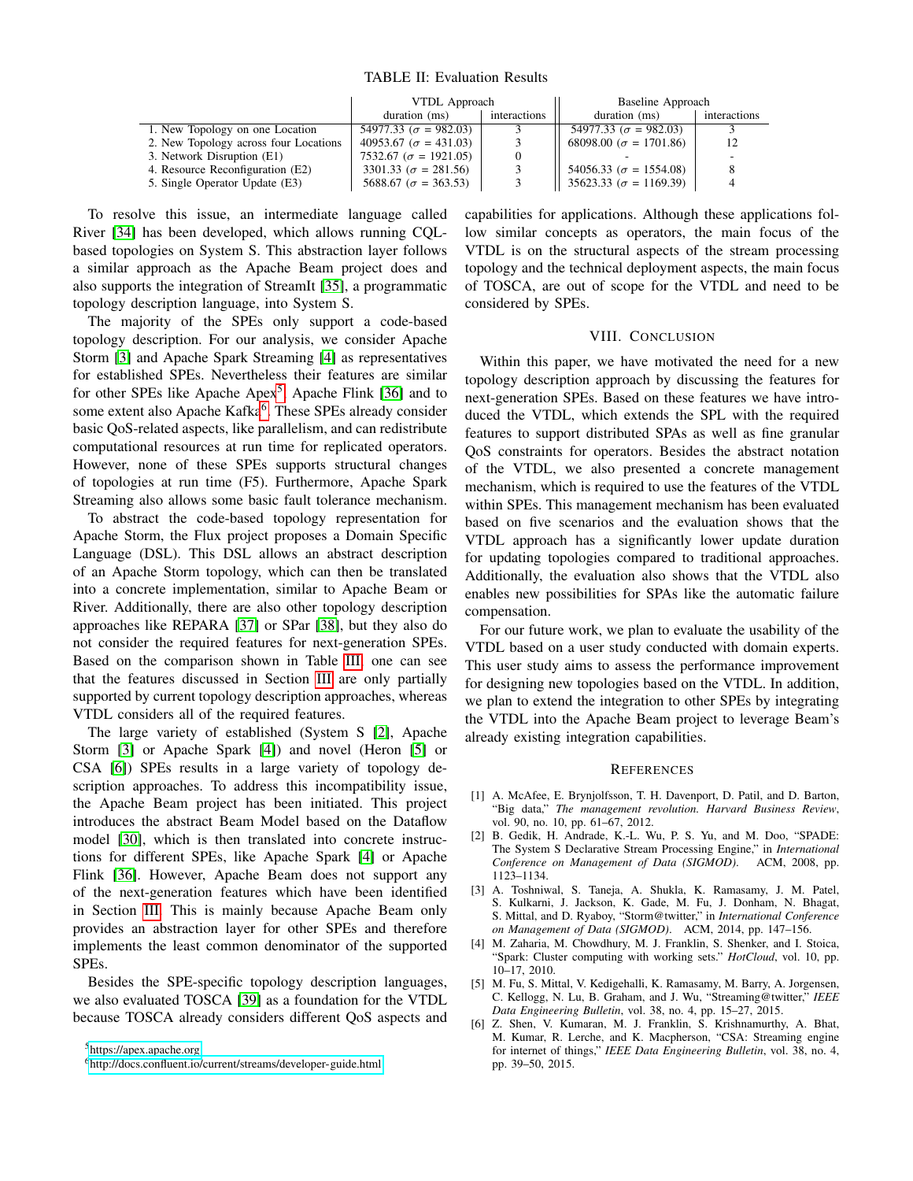TABLE II: Evaluation Results

| | VTDL Approach | | Baseline Approach | |
|---|---|---|---|---|
| | duration (ms) | interactions | duration (ms) | interactions |
| 1. New Topology on one Location | 54977.33 ($\sigma$ = 982.03) | 3 | 54977.33 ($\sigma$ = 982.03) | 3 |
| 2. New Topology across four Locations | 40953.67 ($\sigma$ = 431.03) | 3 | 68098.00 ($\sigma$ = 1701.86) | 12 |
| 3. Network Disruption (E1) | 7532.67 ($\sigma$ = 1921.05) | 0 | - | - |
| 4. Resource Reconfiguration (E2) | 3301.33 ($\sigma$ = 281.56) | 3 | 54056.33 ($\sigma$ = 1554.08) | 8 |
| 5. Single Operator Update (E3) | 5688.67 ($\sigma$ = 363.53) | 3 | 35623.33 ($\sigma$ = 1169.39) | 4 |

To resolve this issue, an intermediate language called River [34] has been developed, which allows running CQL-based topologies on System S. This abstraction layer follows a similar approach as the Apache Beam project does and also supports the integration of StreamIt [35], a programmatic topology description language, into System S.

The majority of the SPEs only support a code-based topology description. For our analysis, we consider Apache Storm [3] and Apache Spark Streaming [4] as representatives for established SPEs. Nevertheless their features are similar for other SPEs like Apache Apex[5], Apache Flink [36] and to some extent also Apache Kafka[6]. These SPEs already consider basic QoS-related aspects, like parallelism, and can redistribute computational resources at run time for replicated operators. However, none of these SPEs supports structural changes of topologies at run time (F5). Furthermore, Apache Spark Streaming also allows some basic fault tolerance mechanism.

To abstract the code-based topology representation for Apache Storm, the Flux project proposes a Domain Specific Language (DSL). This DSL allows an abstract description of an Apache Storm topology, which can then be translated into a concrete implementation, similar to Apache Beam or River. Additionally, there are also other topology description approaches like REPARA [37] or SPar [38], but they also do not consider the required features for next-generation SPEs. Based on the comparison shown in Table III, one can see that the features discussed in Section III are only partially supported by current topology description approaches, whereas VTDL considers all of the required features.

The large variety of established (System S [2], Apache Storm [3] or Apache Spark [4]) and novel (Heron [5] or CSA [6]) SPEs results in a large variety of topology description approaches. To address this incompatibility issue, the Apache Beam project has been initiated. This project introduces the abstract Beam Model based on the Dataflow model [30], which is then translated into concrete instructions for different SPEs, like Apache Spark [4] or Apache Flink [36]. However, Apache Beam does not support any of the next-generation features which have been identified in Section III. This is mainly because Apache Beam only provides an abstraction layer for other SPEs and therefore implements the least common denominator of the supported SPEs.

Besides the SPE-specific topology description languages, we also evaluated TOSCA [39] as a foundation for the VTDL because TOSCA already considers different QoS aspects and capabilities for applications. Although these applications follow similar concepts as operators, the main focus of the VTDL is on the structural aspects of the stream processing topology and the technical deployment aspects, the main focus of TOSCA, are out of scope for the VTDL and need to be considered by SPEs.

## VIII. Conclusion

Within this paper, we have motivated the need for a new topology description approach by discussing the features for next-generation SPEs. Based on these features we have introduced the VTDL, which extends the SPL with the required features to support distributed SPAs as well as fine granular QoS constraints for operators. Besides the abstract notation of the VTDL, we also presented a concrete management mechanism, which is required to use the features of the VTDL within SPEs. This management mechanism has been evaluated based on five scenarios and the evaluation shows that the VTDL approach has a significantly lower update duration for updating topologies compared to traditional approaches. Additionally, the evaluation also shows that the VTDL also enables new possibilities for SPAs like the automatic failure compensation.

For our future work, we plan to evaluate the usability of the VTDL based on a user study conducted with domain experts. This user study aims to assess the performance improvement for designing new topologies based on the VTDL. In addition, we plan to extend the integration to other SPEs by integrating the VTDL into the Apache Beam project to leverage Beam's already existing integration capabilities.

## References

[1] A. McAfee, E. Brynjolfsson, T. H. Davenport, D. Patil, and D. Barton, "Big data," *The management revolution. Harvard Business Review*, vol. 90, no. 10, pp. 61–67, 2012.

[2] B. Gedik, H. Andrade, K.-L. Wu, P. S. Yu, and M. Doo, "SPADE: The System S Declarative Stream Processing Engine," in *International Conference on Management of Data (SIGMOD)*. ACM, 2008, pp. 1123–1134.

[3] A. Toshniwal, S. Taneja, A. Shukla, K. Ramasamy, J. M. Patel, S. Kulkarni, J. Jackson, K. Gade, M. Fu, J. Donham, N. Bhagat, S. Mittal, and D. Ryaboy, "Storm@twitter," in *International Conference on Management of Data (SIGMOD)*. ACM, 2014, pp. 147–156.

[4] M. Zaharia, M. Chowdhury, M. J. Franklin, S. Shenker, and I. Stoica, "Spark: Cluster computing with working sets." *HotCloud*, vol. 10, pp. 10–17, 2010.

[5] M. Fu, S. Mittal, V. Kedigehalli, K. Ramasamy, M. Barry, A. Jorgensen, C. Kellogg, N. Lu, B. Graham, and J. Wu, "Streaming@twitter," *IEEE Data Engineering Bulletin*, vol. 38, no. 4, pp. 15–27, 2015.

[6] Z. Shen, V. Kumaran, M. J. Franklin, S. Krishnamurthy, A. Bhat, M. Kumar, R. Lerche, and K. Macpherson, "CSA: Streaming engine for internet of things," *IEEE Data Engineering Bulletin*, vol. 38, no. 4, pp. 39–50, 2015.

[5] https://apex.apache.org

[6] http://docs.confluent.io/current/streams/developer-guide.html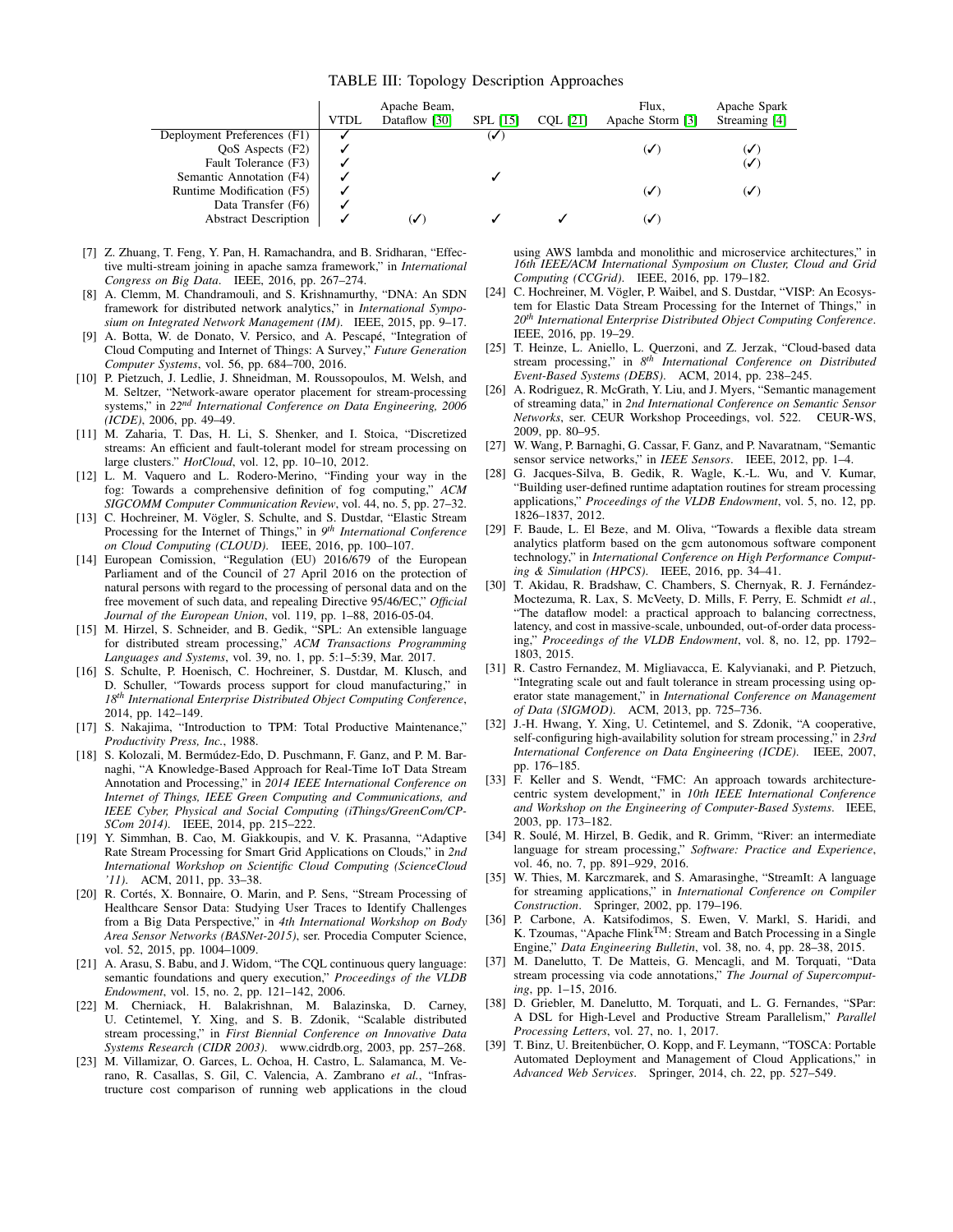TABLE III: Topology Description Approaches

| | VTDL | Apache Beam, Dataflow [30] | SPL [15] | CQL [21] | Flux, Apache Storm [3] | Apache Spark Streaming [4] |
|---|---|---|---|---|---|---|
| Deployment Preferences (F1) | ✓ | | (✓) | | | |
| QoS Aspects (F2) | ✓ | | | | (✓) | (✓) |
| Fault Tolerance (F3) | ✓ | | | | | (✓) |
| Semantic Annotation (F4) | ✓ | | ✓ | | | |
| Runtime Modification (F5) | ✓ | | | | (✓) | (✓) |
| Data Transfer (F6) | ✓ | | | | | |
| Abstract Description | ✓ | (✓) | ✓ | ✓ | (✓) | |

[7] Z. Zhuang, T. Feng, Y. Pan, H. Ramachandra, and B. Sridharan, "Effective multi-stream joining in apache samza framework," in *International Congress on Big Data*. IEEE, 2016, pp. 267–274.

[8] A. Clemm, M. Chandramouli, and S. Krishnamurthy, "DNA: An SDN framework for distributed network analytics," in *International Symposium on Integrated Network Management (IM)*. IEEE, 2015, pp. 9–17.

[9] A. Botta, W. de Donato, V. Persico, and A. Pescapé, "Integration of Cloud Computing and Internet of Things: A Survey," *Future Generation Computer Systems*, vol. 56, pp. 684–700, 2016.

[10] P. Pietzuch, J. Ledlie, J. Shneidman, M. Roussopoulos, M. Welsh, and M. Seltzer, "Network-aware operator placement for stream-processing systems," in *22nd International Conference on Data Engineering, 2006 (ICDE)*, 2006, pp. 49–49.

[11] M. Zaharia, T. Das, H. Li, S. Shenker, and I. Stoica, "Discretized streams: An efficient and fault-tolerant model for stream processing on large clusters." *HotCloud*, vol. 12, pp. 10–10, 2012.

[12] L. M. Vaquero and L. Rodero-Merino, "Finding your way in the fog: Towards a comprehensive definition of fog computing," *ACM SIGCOMM Computer Communication Review*, vol. 44, no. 5, pp. 27–32.

[13] C. Hochreiner, M. Vögler, S. Schulte, and S. Dustdar, "Elastic Stream Processing for the Internet of Things," in *9th International Conference on Cloud Computing (CLOUD)*. IEEE, 2016, pp. 100–107.

[14] European Comission, "Regulation (EU) 2016/679 of the European Parliament and of the Council of 27 April 2016 on the protection of natural persons with regard to the processing of personal data and on the free movement of such data, and repealing Directive 95/46/EC," *Official Journal of the European Union*, vol. 119, pp. 1–88, 2016-05-04.

[15] M. Hirzel, S. Schneider, and B. Gedik, "SPL: An extensible language for distributed stream processing," *ACM Transactions Programming Languages and Systems*, vol. 39, no. 1, pp. 5:1–5:39, Mar. 2017.

[16] S. Schulte, P. Hoenisch, C. Hochreiner, S. Dustdar, M. Klusch, and D. Schuller, "Towards process support for cloud manufacturing," in *18th International Enterprise Distributed Object Computing Conference*, 2014, pp. 142–149.

[17] S. Nakajima, "Introduction to TPM: Total Productive Maintenance," *Productivity Press, Inc.*, 1988.

[18] S. Kolozali, M. Bermúdez-Edo, D. Puschmann, F. Ganz, and P. M. Barnaghi, "A Knowledge-Based Approach for Real-Time IoT Data Stream Annotation and Processing," in *2014 IEEE International Conference on Internet of Things, IEEE Green Computing and Communications, and IEEE Cyber, Physical and Social Computing (iThings/GreenCom/CPSCom 2014)*. IEEE, 2014, pp. 215–222.

[19] Y. Simmhan, B. Cao, M. Giakkoupis, and V. K. Prasanna, "Adaptive Rate Stream Processing for Smart Grid Applications on Clouds," in *2nd International Workshop on Scientific Cloud Computing (ScienceCloud '11)*. ACM, 2011, pp. 33–38.

[20] R. Cortés, X. Bonnaire, O. Marin, and P. Sens, "Stream Processing of Healthcare Sensor Data: Studying User Traces to Identify Challenges from a Big Data Perspective," in *4th International Workshop on Body Area Sensor Networks (BASNet-2015)*, ser. Procedia Computer Science, vol. 52, 2015, pp. 1004–1009.

[21] A. Arasu, S. Babu, and J. Widom, "The CQL continuous query language: semantic foundations and query execution," *Proceedings of the VLDB Endowment*, vol. 15, no. 2, pp. 121–142, 2006.

[22] M. Cherniack, H. Balakrishnan, M. Balazinska, D. Carney, U. Cetintemel, Y. Xing, and S. B. Zdonik, "Scalable distributed stream processing," in *First Biennial Conference on Innovative Data Systems Research (CIDR 2003)*. www.cidrdb.org, 2003, pp. 257–268.

[23] M. Villamizar, O. Garces, L. Ochoa, H. Castro, L. Salamanca, M. Verano, R. Casallas, S. Gil, C. Valencia, A. Zambrano *et al.*, "Infrastructure cost comparison of running web applications in the cloud using AWS lambda and monolithic and microservice architectures," in *16th IEEE/ACM International Symposium on Cluster, Cloud and Grid Computing (CCGrid)*. IEEE, 2016, pp. 179–182.

[24] C. Hochreiner, M. Vögler, P. Waibel, and S. Dustdar, "VISP: An Ecosystem for Elastic Data Stream Processing for the Internet of Things," in *20th International Enterprise Distributed Object Computing Conference*. IEEE, 2016, pp. 19–29.

[25] T. Heinze, L. Aniello, L. Querzoni, and Z. Jerzak, "Cloud-based data stream processing," in *8th International Conference on Distributed Event-Based Systems (DEBS)*. ACM, 2014, pp. 238–245.

[26] A. Rodriguez, R. McGrath, Y. Liu, and J. Myers, "Semantic management of streaming data," in *2nd International Conference on Semantic Sensor Networks*, ser. CEUR Workshop Proceedings, vol. 522. CEUR-WS, 2009, pp. 80–95.

[27] W. Wang, P. Barnaghi, G. Cassar, F. Ganz, and P. Navaratnam, "Semantic sensor service networks," in *IEEE Sensors*. IEEE, 2012, pp. 1–4.

[28] G. Jacques-Silva, B. Gedik, R. Wagle, K.-L. Wu, and V. Kumar, "Building user-defined runtime adaptation routines for stream processing applications," *Proceedings of the VLDB Endowment*, vol. 5, no. 12, pp. 1826–1837, 2012.

[29] F. Baude, L. El Beze, and M. Oliva, "Towards a flexible data stream analytics platform based on the gcm autonomous software component technology," in *International Conference on High Performance Computing & Simulation (HPCS)*. IEEE, 2016, pp. 34–41.

[30] T. Akidau, R. Bradshaw, C. Chambers, S. Chernyak, R. J. Fernández-Moctezuma, R. Lax, S. McVeety, D. Mills, F. Perry, E. Schmidt *et al.*, "The dataflow model: a practical approach to balancing correctness, latency, and cost in massive-scale, unbounded, out-of-order data processing," *Proceedings of the VLDB Endowment*, vol. 8, no. 12, pp. 1792–1803, 2015.

[31] R. Castro Fernandez, M. Migliavacca, E. Kalyvianaki, and P. Pietzuch, "Integrating scale out and fault tolerance in stream processing using operator state management," in *International Conference on Management of Data (SIGMOD)*. ACM, 2013, pp. 725–736.

[32] J.-H. Hwang, Y. Xing, U. Cetintemel, and S. Zdonik, "A cooperative, self-configuring high-availability solution for stream processing," in *23rd International Conference on Data Engineering (ICDE)*. IEEE, 2007, pp. 176–185.

[33] F. Keller and S. Wendt, "FMC: An approach towards architecture-centric system development," in *10th IEEE International Conference and Workshop on the Engineering of Computer-Based Systems*. IEEE, 2003, pp. 173–182.

[34] R. Soulé, M. Hirzel, B. Gedik, and R. Grimm, "River: an intermediate language for stream processing," *Software: Practice and Experience*, vol. 46, no. 7, pp. 891–929, 2016.

[35] W. Thies, M. Karczmarek, and S. Amarasinghe, "StreamIt: A language for streaming applications," in *International Conference on Compiler Construction*. Springer, 2002, pp. 179–196.

[36] P. Carbone, A. Katsifodimos, S. Ewen, V. Markl, S. Haridi, and K. Tzoumas, "Apache Flink™: Stream and Batch Processing in a Single Engine," *Data Engineering Bulletin*, vol. 38, no. 4, pp. 28–38, 2015.

[37] M. Danelutto, T. De Matteis, G. Mencagli, and M. Torquati, "Data stream processing via code annotations," *The Journal of Supercomputing*, pp. 1–15, 2016.

[38] D. Griebler, M. Danelutto, M. Torquati, and L. G. Fernandes, "SPar: A DSL for High-Level and Productive Stream Parallelism," *Parallel Processing Letters*, vol. 27, no. 1, 2017.

[39] T. Binz, U. Breitenbücher, O. Kopp, and F. Leymann, "TOSCA: Portable Automated Deployment and Management of Cloud Applications," in *Advanced Web Services*. Springer, 2014, ch. 22, pp. 527–549.